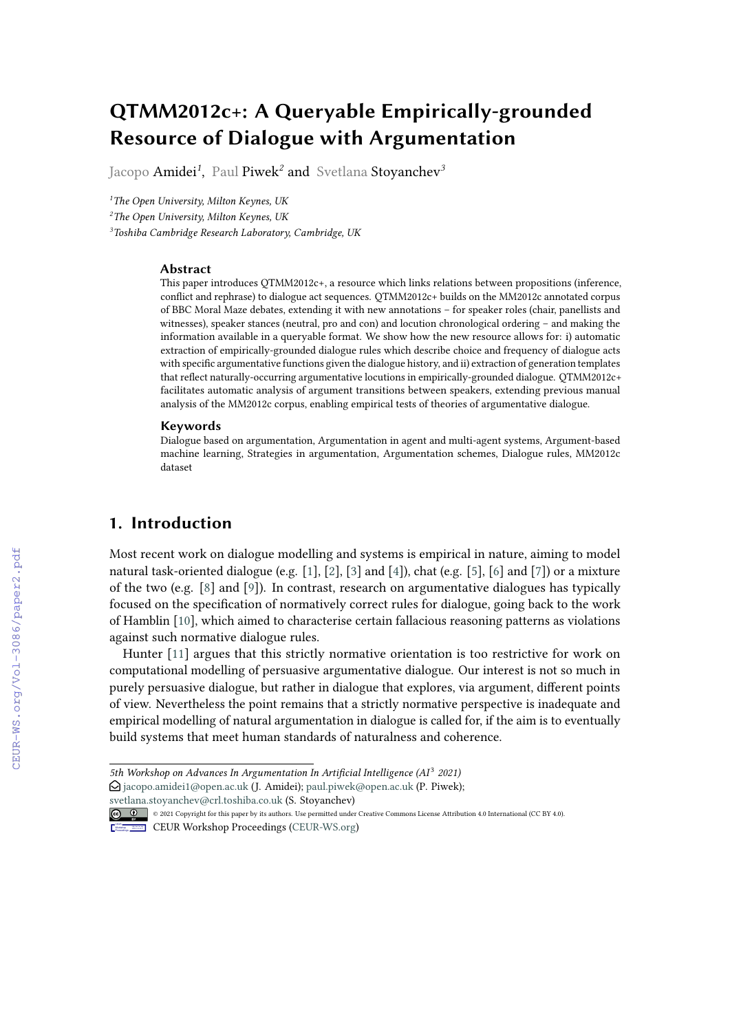# QTMM2012c+: A Queryable Empirically-grounded Resource of Dialogue with Argumentation

Jacopo Amidei[1], Paul Piwek[2] and Svetlana Stoyanchev[3]

[1]The Open University, Milton Keynes, UK

[2]The Open University, Milton Keynes, UK

[3]Toshiba Cambridge Research Laboratory, Cambridge, UK

### Abstract

This paper introduces QTMM2012c+, a resource which links relations between propositions (inference, conflict and rephrase) to dialogue act sequences. QTMM2012c+ builds on the MM2012c annotated corpus of BBC Moral Maze debates, extending it with new annotations – for speaker roles (chair, panellists and witnesses), speaker stances (neutral, pro and con) and locution chronological ordering – and making the information available in a queryable format. We show how the new resource allows for: i) automatic extraction of empirically-grounded dialogue rules which describe choice and frequency of dialogue acts with specific argumentative functions given the dialogue history, and ii) extraction of generation templates that reflect naturally-occurring argumentative locutions in empirically-grounded dialogue. QTMM2012c+ facilitates automatic analysis of argument transitions between speakers, extending previous manual analysis of the MM2012c corpus, enabling empirical tests of theories of argumentative dialogue.

### Keywords

Dialogue based on argumentation, Argumentation in agent and multi-agent systems, Argument-based machine learning, Strategies in argumentation, Argumentation schemes, Dialogue rules, MM2012c dataset

## 1. Introduction

Most recent work on dialogue modelling and systems is empirical in nature, aiming to model natural task-oriented dialogue (e.g. [1], [2], [3] and [4]), chat (e.g. [5], [6] and [7]) or a mixture of the two (e.g. [8] and [9]). In contrast, research on argumentative dialogues has typically focused on the specification of normatively correct rules for dialogue, going back to the work of Hamblin [10], which aimed to characterise certain fallacious reasoning patterns as violations against such normative dialogue rules.

Hunter [11] argues that this strictly normative orientation is too restrictive for work on computational modelling of persuasive argumentative dialogue. Our interest is not so much in purely persuasive dialogue, but rather in dialogue that explores, via argument, different points of view. Nevertheless the point remains that a strictly normative perspective is inadequate and empirical modelling of natural argumentation in dialogue is called for, if the aim is to eventually build systems that meet human standards of naturalness and coherence.

---

*5th Workshop on Advances In Argumentation In Artificial Intelligence (AI³ 2021)*

jacopo.amidei1@open.ac.uk (J. Amidei); paul.piwek@open.ac.uk (P. Piwek); svetlana.stoyanchev@crl.toshiba.co.uk (S. Stoyanchev)

© 2021 Copyright for this paper by its authors. Use permitted under Creative Commons License Attribution 4.0 International (CC BY 4.0).

CEUR Workshop Proceedings (CEUR-WS.org)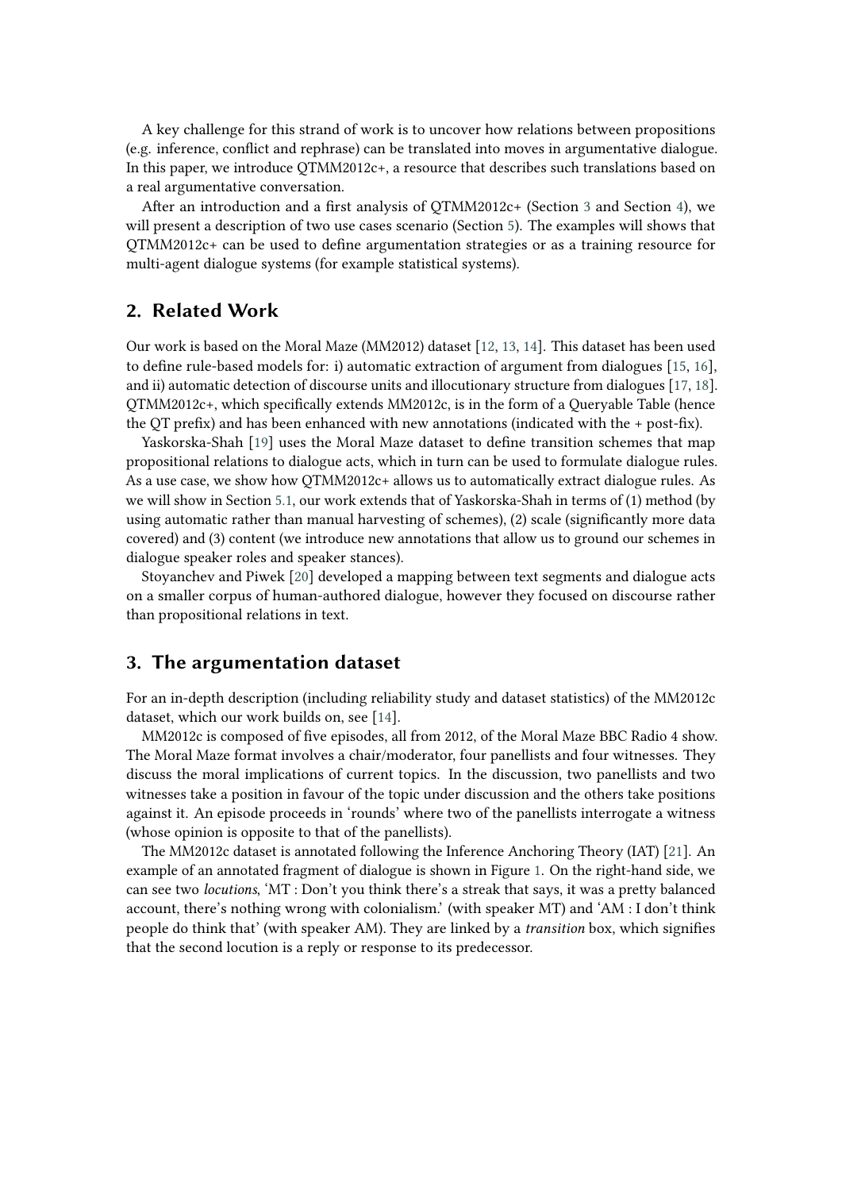A key challenge for this strand of work is to uncover how relations between propositions (e.g. inference, conflict and rephrase) can be translated into moves in argumentative dialogue. In this paper, we introduce QTMM2012c+, a resource that describes such translations based on a real argumentative conversation.

After an introduction and a first analysis of QTMM2012c+ (Section 3 and Section 4), we will present a description of two use cases scenario (Section 5). The examples will shows that QTMM2012c+ can be used to define argumentation strategies or as a training resource for multi-agent dialogue systems (for example statistical systems).

## 2. Related Work

Our work is based on the Moral Maze (MM2012) dataset [12, 13, 14]. This dataset has been used to define rule-based models for: i) automatic extraction of argument from dialogues [15, 16], and ii) automatic detection of discourse units and illocutionary structure from dialogues [17, 18]. QTMM2012c+, which specifically extends MM2012c, is in the form of a Queryable Table (hence the QT prefix) and has been enhanced with new annotations (indicated with the + post-fix).

Yaskorska-Shah [19] uses the Moral Maze dataset to define transition schemes that map propositional relations to dialogue acts, which in turn can be used to formulate dialogue rules. As a use case, we show how QTMM2012c+ allows us to automatically extract dialogue rules. As we will show in Section 5.1, our work extends that of Yaskorska-Shah in terms of (1) method (by using automatic rather than manual harvesting of schemes), (2) scale (significantly more data covered) and (3) content (we introduce new annotations that allow us to ground our schemes in dialogue speaker roles and speaker stances).

Stoyanchev and Piwek [20] developed a mapping between text segments and dialogue acts on a smaller corpus of human-authored dialogue, however they focused on discourse rather than propositional relations in text.

## 3. The argumentation dataset

For an in-depth description (including reliability study and dataset statistics) of the MM2012c dataset, which our work builds on, see [14].

MM2012c is composed of five episodes, all from 2012, of the Moral Maze BBC Radio 4 show. The Moral Maze format involves a chair/moderator, four panellists and four witnesses. They discuss the moral implications of current topics. In the discussion, two panellists and two witnesses take a position in favour of the topic under discussion and the others take positions against it. An episode proceeds in 'rounds' where two of the panellists interrogate a witness (whose opinion is opposite to that of the panellists).

The MM2012c dataset is annotated following the Inference Anchoring Theory (IAT) [21]. An example of an annotated fragment of dialogue is shown in Figure 1. On the right-hand side, we can see two *locutions*, 'MT : Don't you think there's a streak that says, it was a pretty balanced account, there's nothing wrong with colonialism.' (with speaker MT) and 'AM : I don't think people do think that' (with speaker AM). They are linked by a *transition* box, which signifies that the second locution is a reply or response to its predecessor.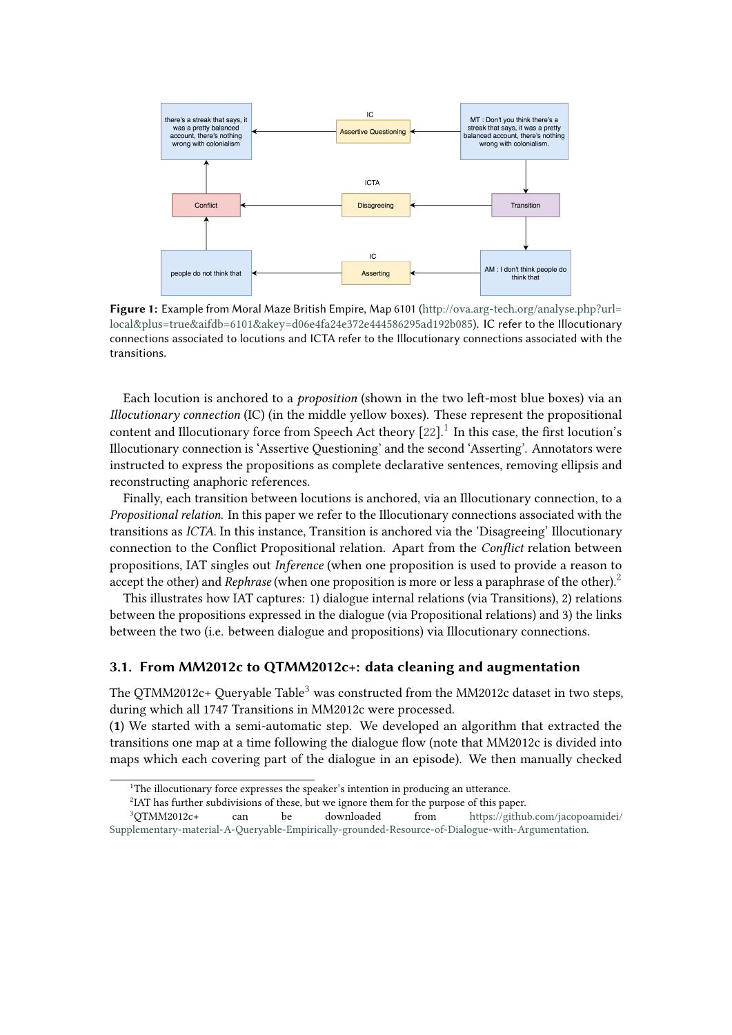**Figure 1:** Example from Moral Maze British Empire, Map 6101 (http://ova.arg-tech.org/analyse.php?url=local&plus=true&aifdb=6101&akey=d06e4fa24e372e444586295ad192b085). IC refer to the Illocutionary connections associated to locutions and ICTA refer to the Illocutionary connections associated with the transitions.

Each locution is anchored to a *proposition* (shown in the two left-most blue boxes) via an *Illocutionary connection* (IC) (in the middle yellow boxes). These represent the propositional content and Illocutionary force from Speech Act theory [22].[1] In this case, the first locution's Illocutionary connection is 'Assertive Questioning' and the second 'Asserting'. Annotators were instructed to express the propositions as complete declarative sentences, removing ellipsis and reconstructing anaphoric references.

Finally, each transition between locutions is anchored, via an Illocutionary connection, to a *Propositional relation*. In this paper we refer to the Illocutionary connections associated with the transitions as *ICTA*. In this instance, Transition is anchored via the 'Disagreeing' Illocutionary connection to the Conflict Propositional relation. Apart from the *Conflict* relation between propositions, IAT singles out *Inference* (when one proposition is used to provide a reason to accept the other) and *Rephrase* (when one proposition is more or less a paraphrase of the other).[2]

This illustrates how IAT captures: 1) dialogue internal relations (via Transitions), 2) relations between the propositions expressed in the dialogue (via Propositional relations) and 3) the links between the two (i.e. between dialogue and propositions) via Illocutionary connections.

## 3.1. From MM2012c to QTMM2012c+: data cleaning and augmentation

The QTMM2012c+ Queryable Table[3] was constructed from the MM2012c dataset in two steps, during which all 1747 Transitions in MM2012c were processed.

(**1**) We started with a semi-automatic step. We developed an algorithm that extracted the transitions one map at a time following the dialogue flow (note that MM2012c is divided into maps which each covering part of the dialogue in an episode). We then manually checked

[1] The illocutionary force expresses the speaker's intention in producing an utterance.

[2] IAT has further subdivisions of these, but we ignore them for the purpose of this paper.

[3] QTMM2012c+ can be downloaded from https://github.com/jacopoamidei/Supplementary-material-A-Queryable-Empirically-grounded-Resource-of-Dialogue-with-Argumentation.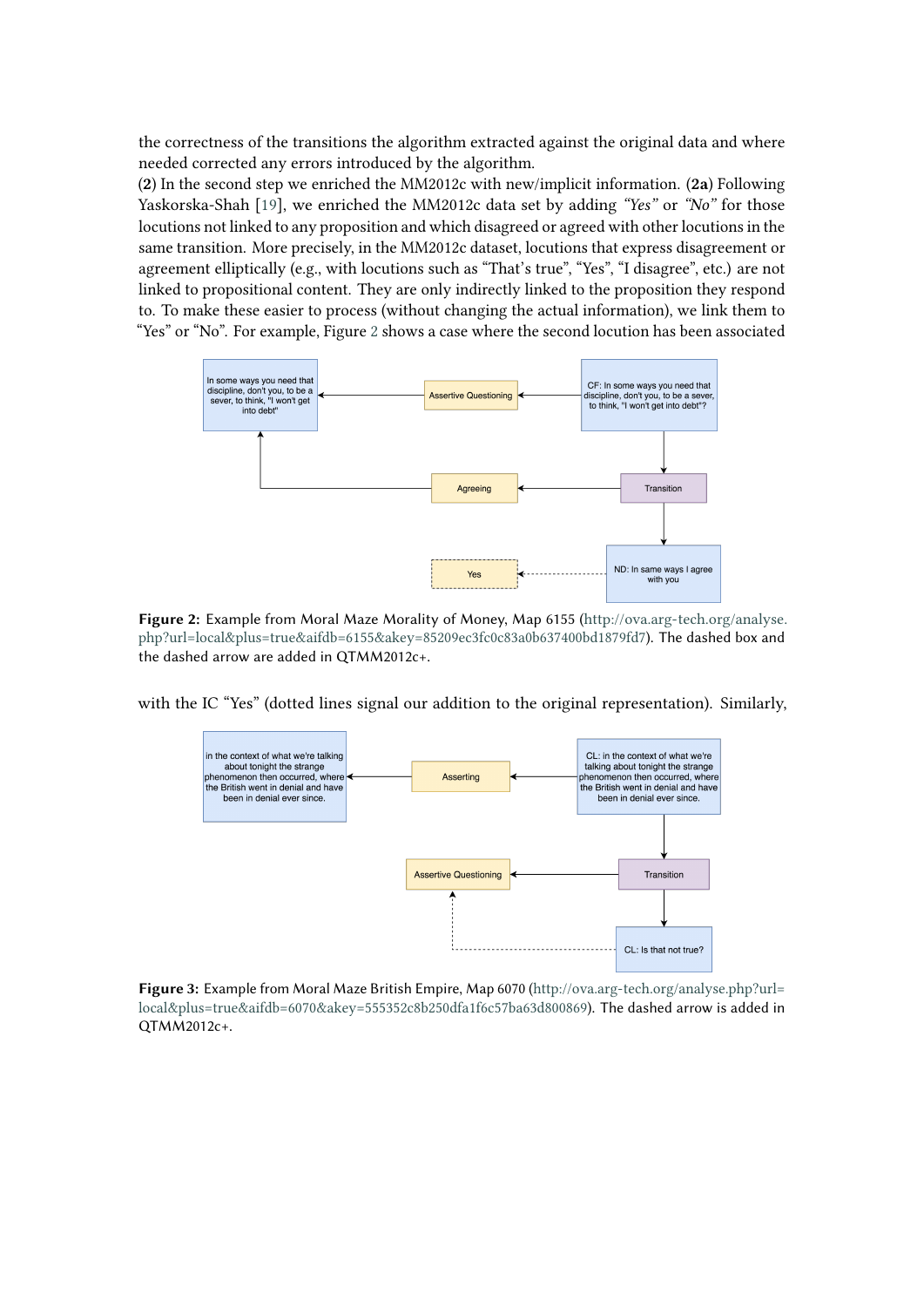the correctness of the transitions the algorithm extracted against the original data and where needed corrected any errors introduced by the algorithm.

(**2**) In the second step we enriched the MM2012c with new/implicit information. (**2a**) Following Yaskorska-Shah [19], we enriched the MM2012c data set by adding *"Yes"* or *"No"* for those locutions not linked to any proposition and which disagreed or agreed with other locutions in the same transition. More precisely, in the MM2012c dataset, locutions that express disagreement or agreement elliptically (e.g., with locutions such as "That's true", "Yes", "I disagree", etc.) are not linked to propositional content. They are only indirectly linked to the proposition they respond to. To make these easier to process (without changing the actual information), we link them to "Yes" or "No". For example, Figure 2 shows a case where the second locution has been associated

**Figure 2:** Example from Moral Maze Morality of Money, Map 6155 (http://ova.arg-tech.org/analyse.php?url=local&plus=true&aifdb=6155&akey=85209ec3fc0c83a0b637400bd1879fd7). The dashed box and the dashed arrow are added in QTMM2012c+.

with the IC "Yes" (dotted lines signal our addition to the original representation). Similarly,

**Figure 3:** Example from Moral Maze British Empire, Map 6070 (http://ova.arg-tech.org/analyse.php?url=local&plus=true&aifdb=6070&akey=555352c8b250dfa1f6c57ba63d800869). The dashed arrow is added in QTMM2012c+.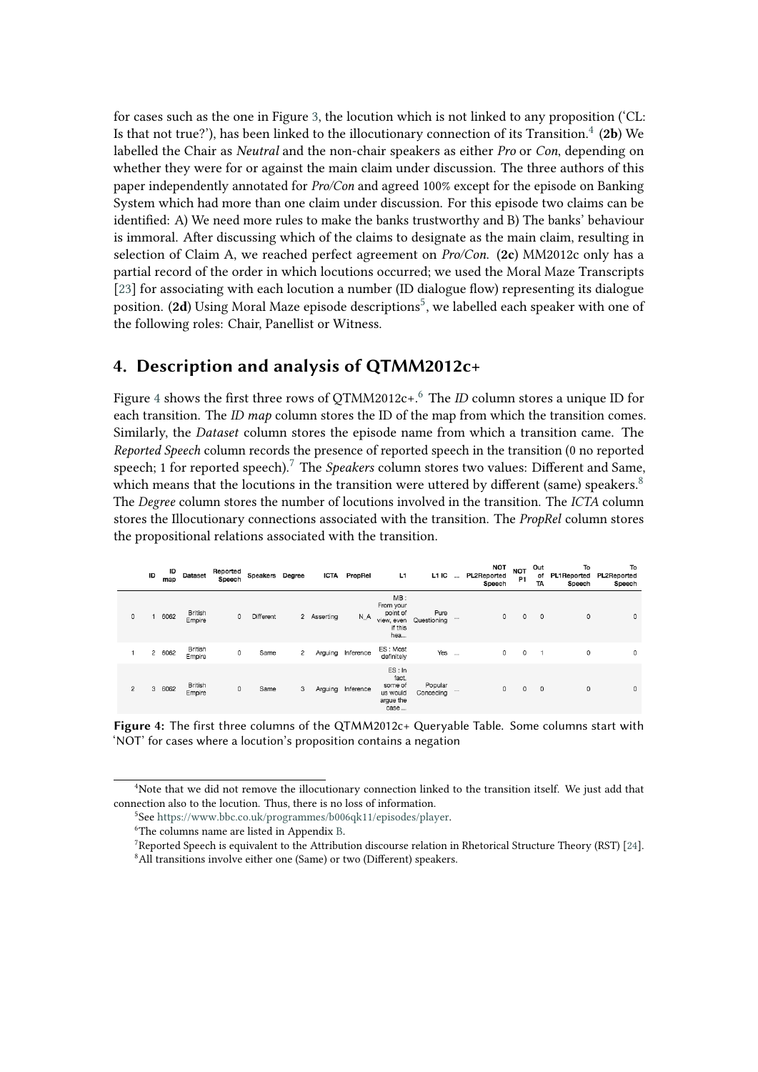for cases such as the one in Figure 3, the locution which is not linked to any proposition ('CL: Is that not true?'), has been linked to the illocutionary connection of its Transition.[4] (**2b**) We labelled the Chair as *Neutral* and the non-chair speakers as either *Pro* or *Con*, depending on whether they were for or against the main claim under discussion. The three authors of this paper independently annotated for *Pro/Con* and agreed 100% except for the episode on Banking System which had more than one claim under discussion. For this episode two claims can be identified: A) We need more rules to make the banks trustworthy and B) The banks' behaviour is immoral. After discussing which of the claims to designate as the main claim, resulting in selection of Claim A, we reached perfect agreement on *Pro/Con*. (**2c**) MM2012c only has a partial record of the order in which locutions occurred; we used the Moral Maze Transcripts [23] for associating with each locution a number (ID dialogue flow) representing its dialogue position. (**2d**) Using Moral Maze episode descriptions[5], we labelled each speaker with one of the following roles: Chair, Panellist or Witness.

## 4. Description and analysis of QTMM2012c+

Figure 4 shows the first three rows of QTMM2012c+.[6] The *ID* column stores a unique ID for each transition. The *ID map* column stores the ID of the map from which the transition comes. Similarly, the *Dataset* column stores the episode name from which a transition came. The *Reported Speech* column records the presence of reported speech in the transition (0 no reported speech; 1 for reported speech).[7] The *Speakers* column stores two values: Different and Same, which means that the locutions in the transition were uttered by different (same) speakers.[8] The *Degree* column stores the number of locutions involved in the transition. The *ICTA* column stores the Illocutionary connections associated with the transition. The *PropRel* column stores the propositional relations associated with the transition.

| | ID | ID map | Dataset | Reported Speech | Speakers | Degree | ICTA | PropRel | L1 | L1 IC | ... | NOT PL2Reported Speech | NOT P1 | Out of TA | To PL1Reported Speech | To PL2Reported Speech |
|---|---|---|---|---|---|---|---|---|---|---|---|---|---|---|---|---|
| 0 | 1 | 6062 | British Empire | 0 | Different | 2 | Asserting | N_A | MB : From your point of view, even if this hea... | Pure Questioning | ... | 0 | 0 | 0 | 0 | 0 |
| 1 | 2 | 6062 | British Empire | 0 | Same | 2 | Arguing | Inference | ES : Most definitely | Yes | ... | 0 | 0 | 1 | 0 | 0 |
| 2 | 3 | 6062 | British Empire | 0 | Same | 3 | Arguing | Inference | ES : In fact, some of us would argue the case ... | Popular Conceding | ... | 0 | 0 | 0 | 0 | 0 |

**Figure 4:** The first three columns of the QTMM2012c+ Queryable Table. Some columns start with 'NOT' for cases where a locution's proposition contains a negation

[4] Note that we did not remove the illocutionary connection linked to the transition itself. We just add that connection also to the locution. Thus, there is no loss of information.

[5] See https://www.bbc.co.uk/programmes/b006qk11/episodes/player.

[6] The columns name are listed in Appendix B.

[7] Reported Speech is equivalent to the Attribution discourse relation in Rhetorical Structure Theory (RST) [24].

[8] All transitions involve either one (Same) or two (Different) speakers.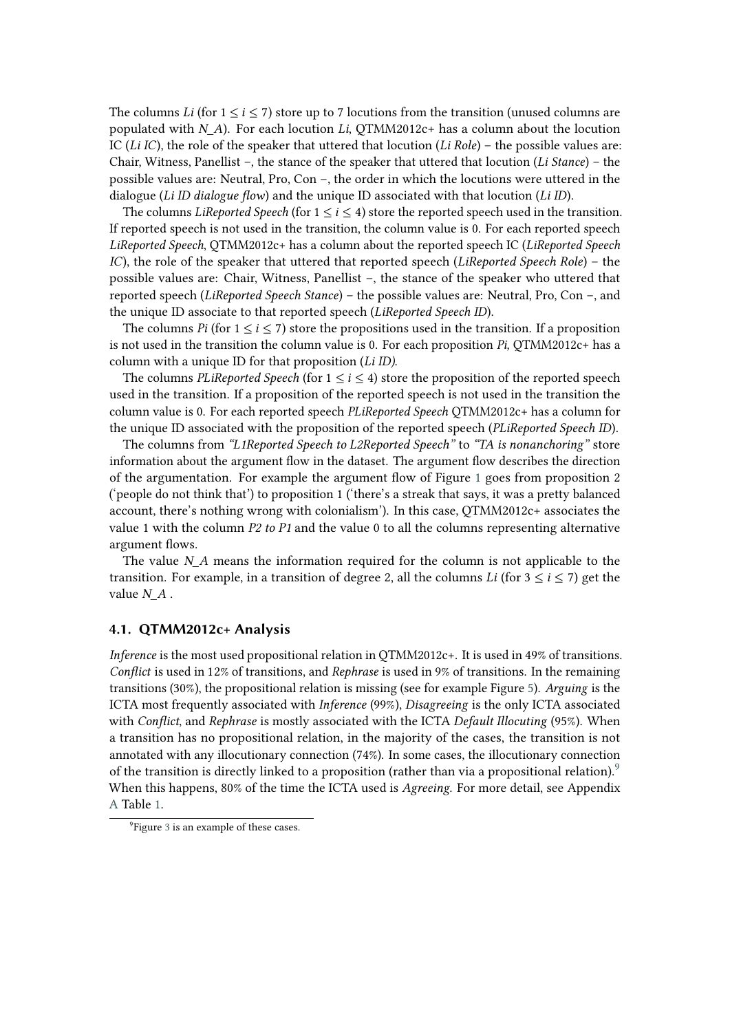The columns *Li* (for $1 \leq i \leq 7$) store up to 7 locutions from the transition (unused columns are populated with *N_A*). For each locution *Li*, QTMM2012c+ has a column about the locution IC (*Li IC*), the role of the speaker that uttered that locution (*Li Role*) – the possible values are: Chair, Witness, Panellist –, the stance of the speaker that uttered that locution (*Li Stance*) – the possible values are: Neutral, Pro, Con –, the order in which the locutions were uttered in the dialogue (*Li ID dialogue flow*) and the unique ID associated with that locution (*Li ID*).

The columns *LiReported Speech* (for $1 \leq i \leq 4$) store the reported speech used in the transition. If reported speech is not used in the transition, the column value is 0. For each reported speech *LiReported Speech*, QTMM2012c+ has a column about the reported speech IC (*LiReported Speech IC*), the role of the speaker that uttered that reported speech (*LiReported Speech Role*) – the possible values are: Chair, Witness, Panellist –, the stance of the speaker who uttered that reported speech (*LiReported Speech Stance*) – the possible values are: Neutral, Pro, Con –, and the unique ID associate to that reported speech (*LiReported Speech ID*).

The columns *Pi* (for $1 \leq i \leq 7$) store the propositions used in the transition. If a proposition is not used in the transition the column value is 0. For each proposition *Pi*, QTMM2012c+ has a column with a unique ID for that proposition (*Li ID).*

The columns *PLiReported Speech* (for $1 \leq i \leq 4$) store the proposition of the reported speech used in the transition. If a proposition of the reported speech is not used in the transition the column value is 0. For each reported speech *PLiReported Speech* QTMM2012c+ has a column for the unique ID associated with the proposition of the reported speech (*PLiReported Speech ID*).

The columns from *"L1Reported Speech to L2Reported Speech"* to *"TA is nonanchoring"* store information about the argument flow in the dataset. The argument flow describes the direction of the argumentation. For example the argument flow of Figure 1 goes from proposition 2 ('people do not think that') to proposition 1 ('there's a streak that says, it was a pretty balanced account, there's nothing wrong with colonialism'). In this case, QTMM2012c+ associates the value 1 with the column *P2 to P1* and the value 0 to all the columns representing alternative argument flows.

The value *N_A* means the information required for the column is not applicable to the transition. For example, in a transition of degree 2, all the columns *Li* (for $3 \leq i \leq 7$) get the value *N_A* .

### 4.1. QTMM2012c+ Analysis

*Inference* is the most used propositional relation in QTMM2012c+. It is used in 49% of transitions. *Conflict* is used in 12% of transitions, and *Rephrase* is used in 9% of transitions. In the remaining transitions (30%), the propositional relation is missing (see for example Figure 5). *Arguing* is the ICTA most frequently associated with *Inference* (99%), *Disagreeing* is the only ICTA associated with *Conflict*, and *Rephrase* is mostly associated with the ICTA *Default Illocuting* (95%). When a transition has no propositional relation, in the majority of the cases, the transition is not annotated with any illocutionary connection (74%). In some cases, the illocutionary connection of the transition is directly linked to a proposition (rather than via a propositional relation).[9] When this happens, 80% of the time the ICTA used is *Agreeing*. For more detail, see Appendix A Table 1.

[9] Figure 3 is an example of these cases.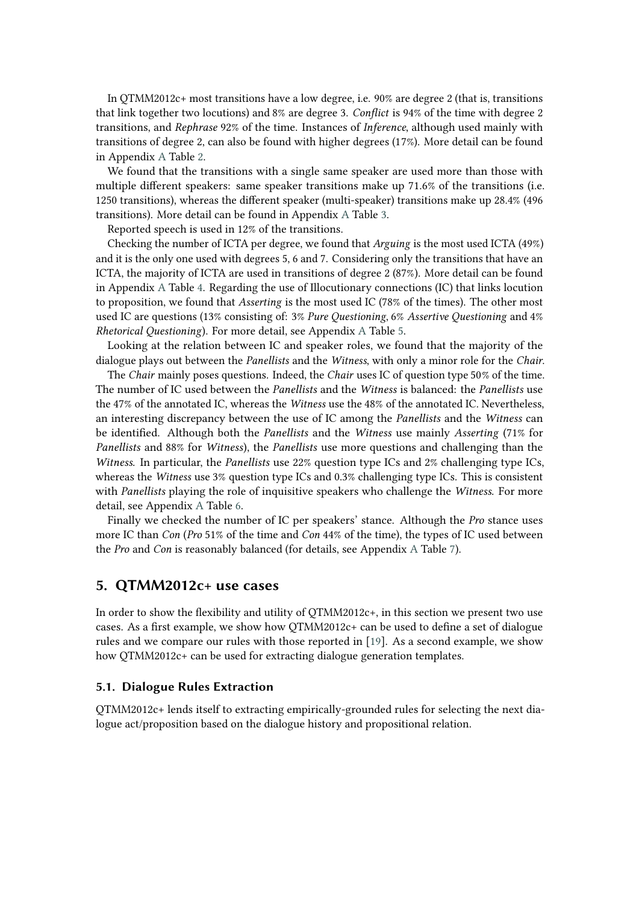In QTMM2012c+ most transitions have a low degree, i.e. 90% are degree 2 (that is, transitions that link together two locutions) and 8% are degree 3. *Conflict* is 94% of the time with degree 2 transitions, and *Rephrase* 92% of the time. Instances of *Inference*, although used mainly with transitions of degree 2, can also be found with higher degrees (17%). More detail can be found in Appendix A Table 2.

We found that the transitions with a single same speaker are used more than those with multiple different speakers: same speaker transitions make up 71.6% of the transitions (i.e. 1250 transitions), whereas the different speaker (multi-speaker) transitions make up 28.4% (496 transitions). More detail can be found in Appendix A Table 3.

Reported speech is used in 12% of the transitions.

Checking the number of ICTA per degree, we found that *Arguing* is the most used ICTA (49%) and it is the only one used with degrees 5, 6 and 7. Considering only the transitions that have an ICTA, the majority of ICTA are used in transitions of degree 2 (87%). More detail can be found in Appendix A Table 4. Regarding the use of Illocutionary connections (IC) that links locution to proposition, we found that *Asserting* is the most used IC (78% of the times). The other most used IC are questions (13% consisting of: 3% *Pure Questioning*, 6% *Assertive Questioning* and 4% *Rhetorical Questioning*). For more detail, see Appendix A Table 5.

Looking at the relation between IC and speaker roles, we found that the majority of the dialogue plays out between the *Panellists* and the *Witness*, with only a minor role for the *Chair*.

The *Chair* mainly poses questions. Indeed, the *Chair* uses IC of question type 50% of the time. The number of IC used between the *Panellists* and the *Witness* is balanced: the *Panellists* use the 47% of the annotated IC, whereas the *Witness* use the 48% of the annotated IC. Nevertheless, an interesting discrepancy between the use of IC among the *Panellists* and the *Witness* can be identified. Although both the *Panellists* and the *Witness* use mainly *Asserting* (71% for *Panellists* and 88% for *Witness*), the *Panellists* use more questions and challenging than the *Witness*. In particular, the *Panellists* use 22% question type ICs and 2% challenging type ICs, whereas the *Witness* use 3% question type ICs and 0.3% challenging type ICs. This is consistent with *Panellists* playing the role of inquisitive speakers who challenge the *Witness*. For more detail, see Appendix A Table 6.

Finally we checked the number of IC per speakers' stance. Although the *Pro* stance uses more IC than *Con* (*Pro* 51% of the time and *Con* 44% of the time), the types of IC used between the *Pro* and *Con* is reasonably balanced (for details, see Appendix A Table 7).

## 5. QTMM2012c+ use cases

In order to show the flexibility and utility of QTMM2012c+, in this section we present two use cases. As a first example, we show how QTMM2012c+ can be used to define a set of dialogue rules and we compare our rules with those reported in [19]. As a second example, we show how QTMM2012c+ can be used for extracting dialogue generation templates.

### 5.1. Dialogue Rules Extraction

QTMM2012c+ lends itself to extracting empirically-grounded rules for selecting the next dialogue act/proposition based on the dialogue history and propositional relation.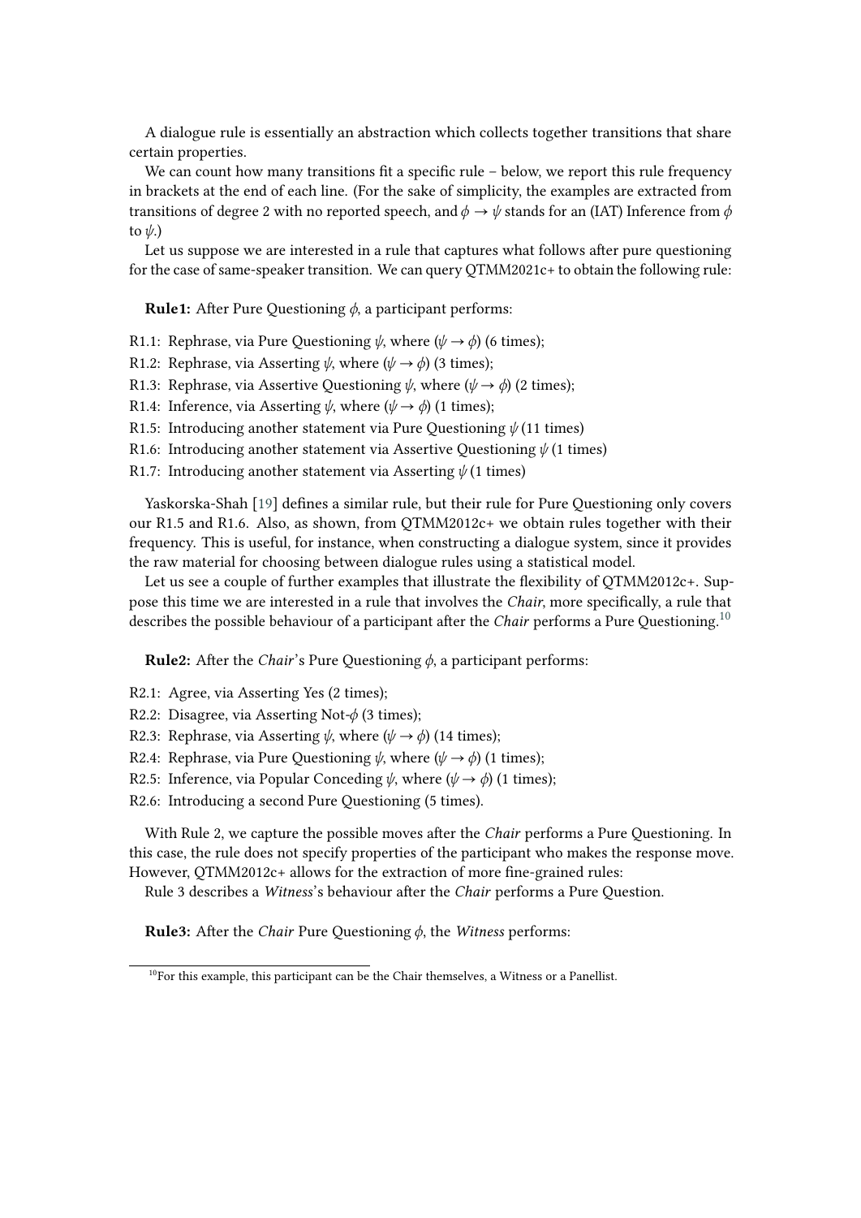A dialogue rule is essentially an abstraction which collects together transitions that share certain properties.

We can count how many transitions fit a specific rule – below, we report this rule frequency in brackets at the end of each line. (For the sake of simplicity, the examples are extracted from transitions of degree 2 with no reported speech, and $\phi \rightarrow \psi$ stands for an (IAT) Inference from $\phi$ to $\psi$.)

Let us suppose we are interested in a rule that captures what follows after pure questioning for the case of same-speaker transition. We can query QTMM2021c+ to obtain the following rule:

**Rule1:** After Pure Questioning $\phi$, a participant performs:

R1.1: Rephrase, via Pure Questioning $\psi$, where ($\psi \rightarrow \phi$) (6 times);
R1.2: Rephrase, via Asserting $\psi$, where ($\psi \rightarrow \phi$) (3 times);
R1.3: Rephrase, via Assertive Questioning $\psi$, where ($\psi \rightarrow \phi$) (2 times);
R1.4: Inference, via Asserting $\psi$, where ($\psi \rightarrow \phi$) (1 times);
R1.5: Introducing another statement via Pure Questioning $\psi$ (11 times)
R1.6: Introducing another statement via Assertive Questioning $\psi$ (1 times)
R1.7: Introducing another statement via Asserting $\psi$ (1 times)

Yaskorska-Shah [19] defines a similar rule, but their rule for Pure Questioning only covers our R1.5 and R1.6. Also, as shown, from QTMM2012c+ we obtain rules together with their frequency. This is useful, for instance, when constructing a dialogue system, since it provides the raw material for choosing between dialogue rules using a statistical model.

Let us see a couple of further examples that illustrate the flexibility of QTMM2012c+. Suppose this time we are interested in a rule that involves the *Chair*, more specifically, a rule that describes the possible behaviour of a participant after the *Chair* performs a Pure Questioning.[10]

**Rule2:** After the *Chair*'s Pure Questioning $\phi$, a participant performs:

R2.1: Agree, via Asserting Yes (2 times);
R2.2: Disagree, via Asserting Not-$\phi$ (3 times);
R2.3: Rephrase, via Asserting $\psi$, where ($\psi \rightarrow \phi$) (14 times);
R2.4: Rephrase, via Pure Questioning $\psi$, where ($\psi \rightarrow \phi$) (1 times);
R2.5: Inference, via Popular Conceding $\psi$, where ($\psi \rightarrow \phi$) (1 times);
R2.6: Introducing a second Pure Questioning (5 times).

With Rule 2, we capture the possible moves after the *Chair* performs a Pure Questioning. In this case, the rule does not specify properties of the participant who makes the response move. However, QTMM2012c+ allows for the extraction of more fine-grained rules:

Rule 3 describes a *Witness*'s behaviour after the *Chair* performs a Pure Question.

**Rule3:** After the *Chair* Pure Questioning $\phi$, the *Witness* performs:

[10] For this example, this participant can be the Chair themselves, a Witness or a Panellist.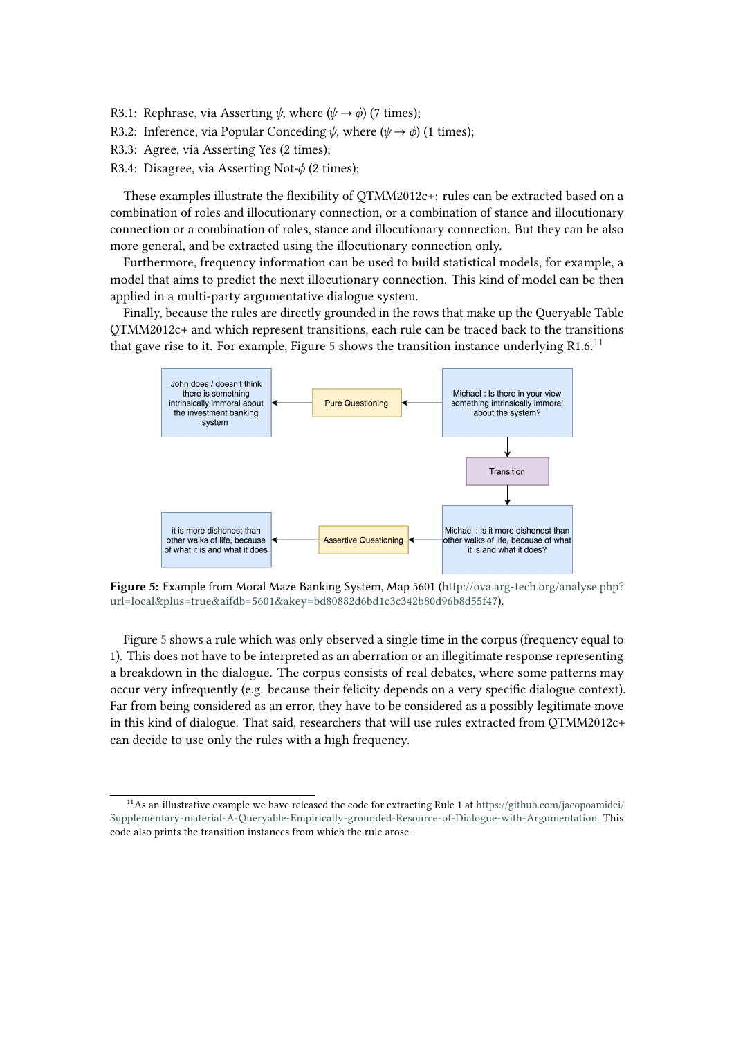R3.1: Rephrase, via Asserting $\psi$, where $(\psi \rightarrow \phi)$ (7 times);
R3.2: Inference, via Popular Conceding $\psi$, where $(\psi \rightarrow \phi)$ (1 times);
R3.3: Agree, via Asserting Yes (2 times);
R3.4: Disagree, via Asserting Not-$\phi$ (2 times);

These examples illustrate the flexibility of QTMM2012c+: rules can be extracted based on a combination of roles and illocutionary connection, or a combination of stance and illocutionary connection or a combination of roles, stance and illocutionary connection. But they can be also more general, and be extracted using the illocutionary connection only.

Furthermore, frequency information can be used to build statistical models, for example, a model that aims to predict the next illocutionary connection. This kind of model can be then applied in a multi-party argumentative dialogue system.

Finally, because the rules are directly grounded in the rows that make up the Queryable Table QTMM2012c+ and which represent transitions, each rule can be traced back to the transitions that gave rise to it. For example, Figure 5 shows the transition instance underlying R1.6.[11]

John does / doesn't think there is something intrinsically immoral about the investment banking system ← Pure Questioning ← Michael : Is there in your view something intrinsically immoral about the system?

Transition

it is more dishonest than other walks of life, because of what it is and what it does ← Assertive Questioning ← Michael : Is it more dishonest than other walks of life, because of what it is and what it does?

**Figure 5:** Example from Moral Maze Banking System, Map 5601 (http://ova.arg-tech.org/analyse.php?url=local&plus=true&aifdb=5601&akey=bd80882d6bd1c3c342b80d96b8d55f47).

Figure 5 shows a rule which was only observed a single time in the corpus (frequency equal to 1). This does not have to be interpreted as an aberration or an illegitimate response representing a breakdown in the dialogue. The corpus consists of real debates, where some patterns may occur very infrequently (e.g. because their felicity depends on a very specific dialogue context). Far from being considered as an error, they have to be considered as a possibly legitimate move in this kind of dialogue. That said, researchers that will use rules extracted from QTMM2012c+ can decide to use only the rules with a high frequency.

[11] As an illustrative example we have released the code for extracting Rule 1 at https://github.com/jacopoamidei/Supplementary-material-A-Queryable-Empirically-grounded-Resource-of-Dialogue-with-Argumentation. This code also prints the transition instances from which the rule arose.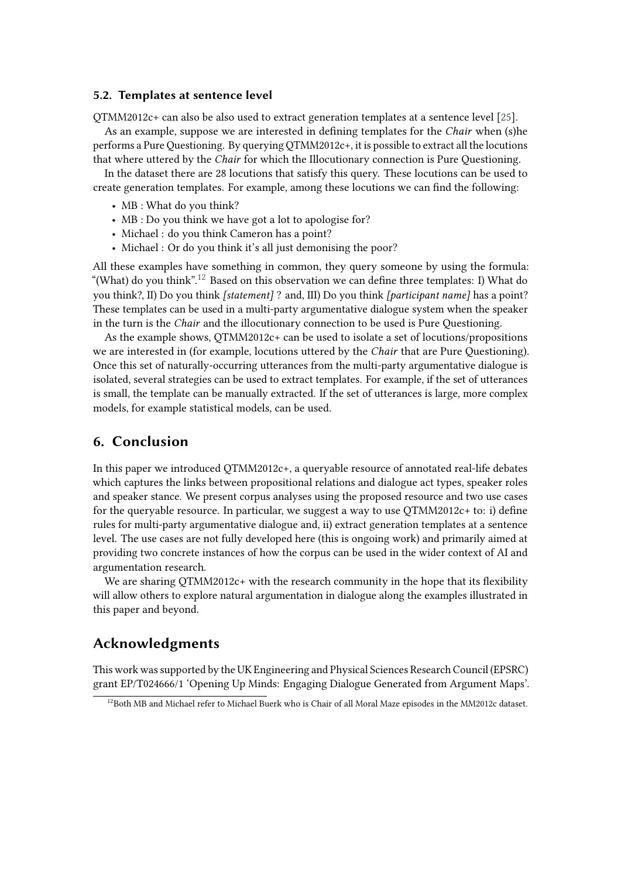### 5.2. Templates at sentence level

QTMM2012c+ can also be also used to extract generation templates at a sentence level [25].

As an example, suppose we are interested in defining templates for the *Chair* when (s)he performs a Pure Questioning. By querying QTMM2012c+, it is possible to extract all the locutions that where uttered by the *Chair* for which the Illocutionary connection is Pure Questioning.

In the dataset there are 28 locutions that satisfy this query. These locutions can be used to create generation templates. For example, among these locutions we can find the following:

- MB : What do you think?
- MB : Do you think we have got a lot to apologise for?
- Michael : do you think Cameron has a point?
- Michael : Or do you think it's all just demonising the poor?

All these examples have something in common, they query someone by using the formula: "(What) do you think".[12] Based on this observation we can define three templates: I) What do you think?, II) Do you think *[statement]* ? and, III) Do you think *[participant name]* has a point? These templates can be used in a multi-party argumentative dialogue system when the speaker in the turn is the *Chair* and the illocutionary connection to be used is Pure Questioning.

As the example shows, QTMM2012c+ can be used to isolate a set of locutions/propositions we are interested in (for example, locutions uttered by the *Chair* that are Pure Questioning). Once this set of naturally-occurring utterances from the multi-party argumentative dialogue is isolated, several strategies can be used to extract templates. For example, if the set of utterances is small, the template can be manually extracted. If the set of utterances is large, more complex models, for example statistical models, can be used.

## 6. Conclusion

In this paper we introduced QTMM2012c+, a queryable resource of annotated real-life debates which captures the links between propositional relations and dialogue act types, speaker roles and speaker stance. We present corpus analyses using the proposed resource and two use cases for the queryable resource. In particular, we suggest a way to use QTMM2012c+ to: i) define rules for multi-party argumentative dialogue and, ii) extract generation templates at a sentence level. The use cases are not fully developed here (this is ongoing work) and primarily aimed at providing two concrete instances of how the corpus can be used in the wider context of AI and argumentation research.

We are sharing QTMM2012c+ with the research community in the hope that its flexibility will allow others to explore natural argumentation in dialogue along the examples illustrated in this paper and beyond.

## Acknowledgments

This work was supported by the UK Engineering and Physical Sciences Research Council (EPSRC) grant EP/T024666/1 'Opening Up Minds: Engaging Dialogue Generated from Argument Maps'.

[12] Both MB and Michael refer to Michael Buerk who is Chair of all Moral Maze episodes in the MM2012c dataset.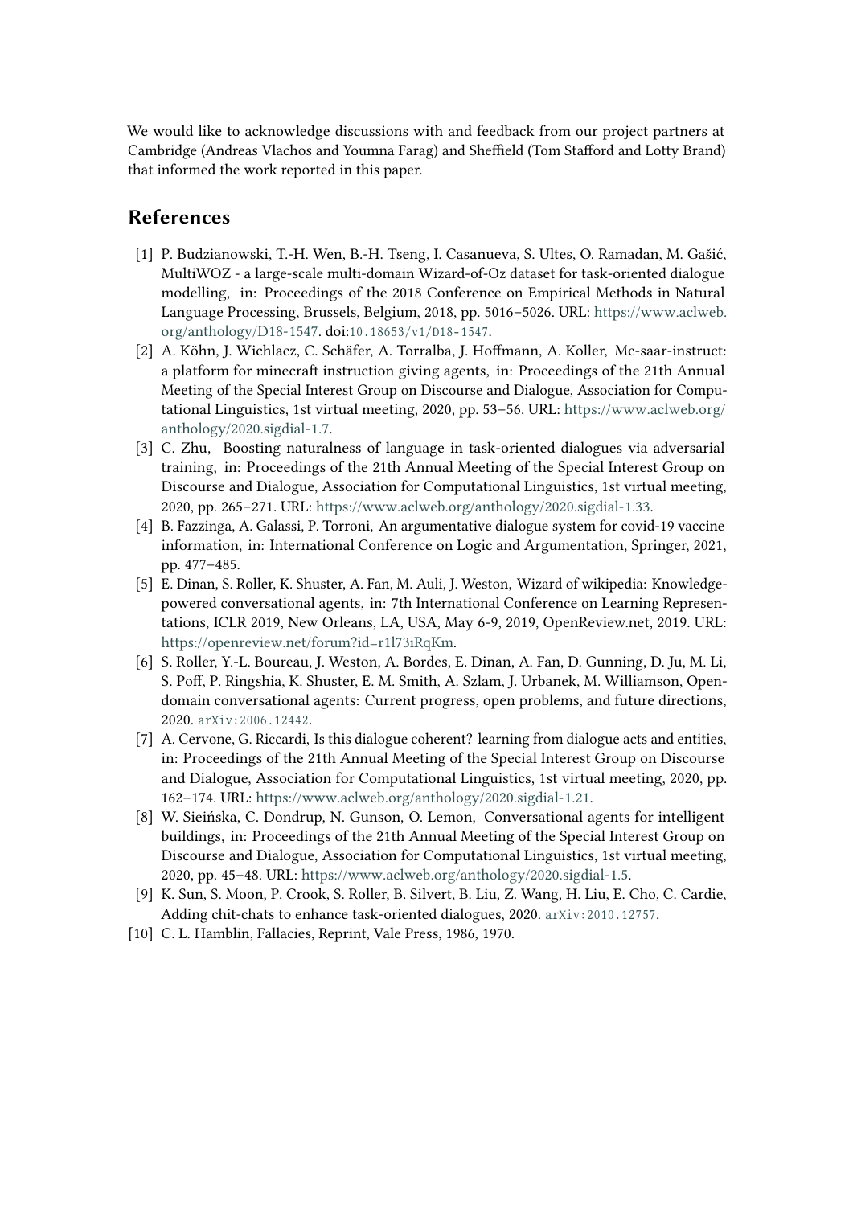We would like to acknowledge discussions with and feedback from our project partners at Cambridge (Andreas Vlachos and Youmna Farag) and Sheffield (Tom Stafford and Lotty Brand) that informed the work reported in this paper.

## References

[1] P. Budzianowski, T.-H. Wen, B.-H. Tseng, I. Casanueva, S. Ultes, O. Ramadan, M. Gašić, MultiWOZ - a large-scale multi-domain Wizard-of-Oz dataset for task-oriented dialogue modelling, in: Proceedings of the 2018 Conference on Empirical Methods in Natural Language Processing, Brussels, Belgium, 2018, pp. 5016–5026. URL: https://www.aclweb.org/anthology/D18-1547. doi:10.18653/v1/D18-1547.

[2] A. Köhn, J. Wichlacz, C. Schäfer, A. Torralba, J. Hoffmann, A. Koller, Mc-saar-instruct: a platform for minecraft instruction giving agents, in: Proceedings of the 21th Annual Meeting of the Special Interest Group on Discourse and Dialogue, Association for Computational Linguistics, 1st virtual meeting, 2020, pp. 53–56. URL: https://www.aclweb.org/anthology/2020.sigdial-1.7.

[3] C. Zhu, Boosting naturalness of language in task-oriented dialogues via adversarial training, in: Proceedings of the 21th Annual Meeting of the Special Interest Group on Discourse and Dialogue, Association for Computational Linguistics, 1st virtual meeting, 2020, pp. 265–271. URL: https://www.aclweb.org/anthology/2020.sigdial-1.33.

[4] B. Fazzinga, A. Galassi, P. Torroni, An argumentative dialogue system for covid-19 vaccine information, in: International Conference on Logic and Argumentation, Springer, 2021, pp. 477–485.

[5] E. Dinan, S. Roller, K. Shuster, A. Fan, M. Auli, J. Weston, Wizard of wikipedia: Knowledge-powered conversational agents, in: 7th International Conference on Learning Representations, ICLR 2019, New Orleans, LA, USA, May 6-9, 2019, OpenReview.net, 2019. URL: https://openreview.net/forum?id=r1l73iRqKm.

[6] S. Roller, Y.-L. Boureau, J. Weston, A. Bordes, E. Dinan, A. Fan, D. Gunning, D. Ju, M. Li, S. Poff, P. Ringshia, K. Shuster, E. M. Smith, A. Szlam, J. Urbanek, M. Williamson, Open-domain conversational agents: Current progress, open problems, and future directions, 2020. arXiv:2006.12442.

[7] A. Cervone, G. Riccardi, Is this dialogue coherent? learning from dialogue acts and entities, in: Proceedings of the 21th Annual Meeting of the Special Interest Group on Discourse and Dialogue, Association for Computational Linguistics, 1st virtual meeting, 2020, pp. 162–174. URL: https://www.aclweb.org/anthology/2020.sigdial-1.21.

[8] W. Sieińska, C. Dondrup, N. Gunson, O. Lemon, Conversational agents for intelligent buildings, in: Proceedings of the 21th Annual Meeting of the Special Interest Group on Discourse and Dialogue, Association for Computational Linguistics, 1st virtual meeting, 2020, pp. 45–48. URL: https://www.aclweb.org/anthology/2020.sigdial-1.5.

[9] K. Sun, S. Moon, P. Crook, S. Roller, B. Silvert, B. Liu, Z. Wang, H. Liu, E. Cho, C. Cardie, Adding chit-chats to enhance task-oriented dialogues, 2020. arXiv:2010.12757.

[10] C. L. Hamblin, Fallacies, Reprint, Vale Press, 1986, 1970.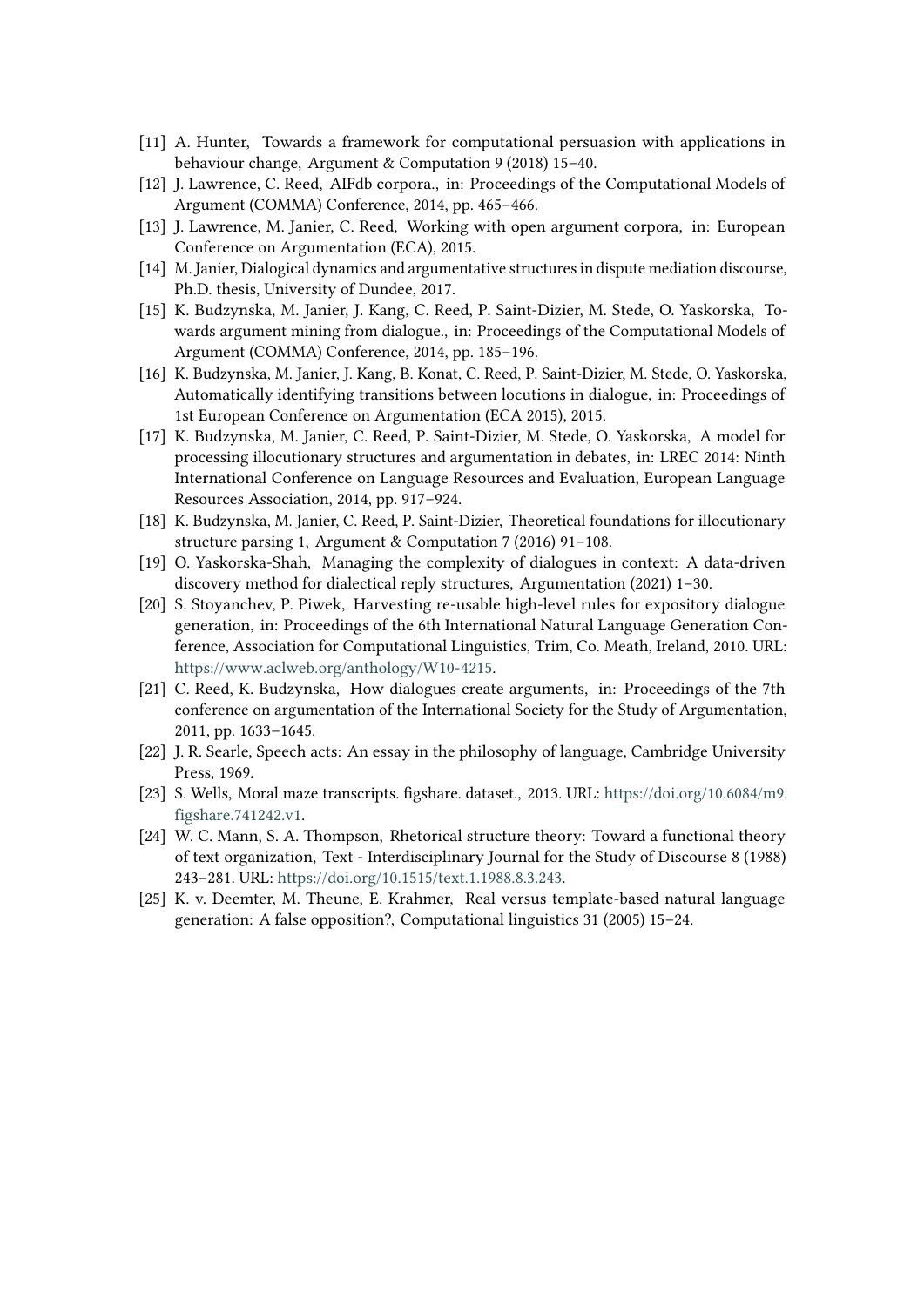[11] A. Hunter, Towards a framework for computational persuasion with applications in behaviour change, Argument & Computation 9 (2018) 15–40.

[12] J. Lawrence, C. Reed, AIFdb corpora., in: Proceedings of the Computational Models of Argument (COMMA) Conference, 2014, pp. 465–466.

[13] J. Lawrence, M. Janier, C. Reed, Working with open argument corpora, in: European Conference on Argumentation (ECA), 2015.

[14] M. Janier, Dialogical dynamics and argumentative structures in dispute mediation discourse, Ph.D. thesis, University of Dundee, 2017.

[15] K. Budzynska, M. Janier, J. Kang, C. Reed, P. Saint-Dizier, M. Stede, O. Yaskorska, Towards argument mining from dialogue., in: Proceedings of the Computational Models of Argument (COMMA) Conference, 2014, pp. 185–196.

[16] K. Budzynska, M. Janier, J. Kang, B. Konat, C. Reed, P. Saint-Dizier, M. Stede, O. Yaskorska, Automatically identifying transitions between locutions in dialogue, in: Proceedings of 1st European Conference on Argumentation (ECA 2015), 2015.

[17] K. Budzynska, M. Janier, C. Reed, P. Saint-Dizier, M. Stede, O. Yaskorska, A model for processing illocutionary structures and argumentation in debates, in: LREC 2014: Ninth International Conference on Language Resources and Evaluation, European Language Resources Association, 2014, pp. 917–924.

[18] K. Budzynska, M. Janier, C. Reed, P. Saint-Dizier, Theoretical foundations for illocutionary structure parsing 1, Argument & Computation 7 (2016) 91–108.

[19] O. Yaskorska-Shah, Managing the complexity of dialogues in context: A data-driven discovery method for dialectical reply structures, Argumentation (2021) 1–30.

[20] S. Stoyanchev, P. Piwek, Harvesting re-usable high-level rules for expository dialogue generation, in: Proceedings of the 6th International Natural Language Generation Conference, Association for Computational Linguistics, Trim, Co. Meath, Ireland, 2010. URL: https://www.aclweb.org/anthology/W10-4215.

[21] C. Reed, K. Budzynska, How dialogues create arguments, in: Proceedings of the 7th conference on argumentation of the International Society for the Study of Argumentation, 2011, pp. 1633–1645.

[22] J. R. Searle, Speech acts: An essay in the philosophy of language, Cambridge University Press, 1969.

[23] S. Wells, Moral maze transcripts. figshare. dataset., 2013. URL: https://doi.org/10.6084/m9.figshare.741242.v1.

[24] W. C. Mann, S. A. Thompson, Rhetorical structure theory: Toward a functional theory of text organization, Text - Interdisciplinary Journal for the Study of Discourse 8 (1988) 243–281. URL: https://doi.org/10.1515/text.1.1988.8.3.243.

[25] K. v. Deemter, M. Theune, E. Krahmer, Real versus template-based natural language generation: A false opposition?, Computational linguistics 31 (2005) 15–24.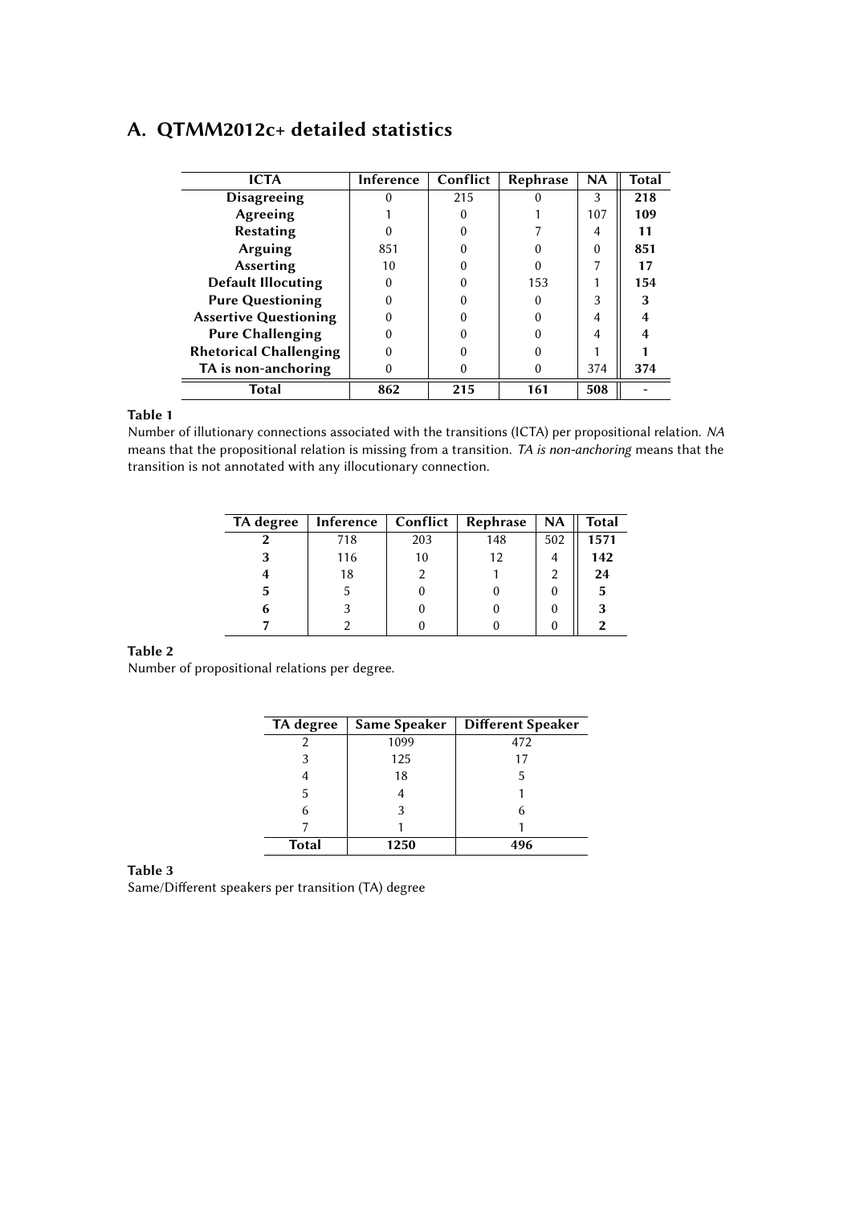## A. QTMM2012c+ detailed statistics

| ICTA | Inference | Conflict | Rephrase | NA | Total |
|---|---|---|---|---|---|
| **Disagreeing** | 0 | 215 | 0 | 3 | **218** |
| **Agreeing** | 1 | 0 | 1 | 107 | **109** |
| **Restating** | 0 | 0 | 7 | 4 | **11** |
| **Arguing** | 851 | 0 | 0 | 0 | **851** |
| **Asserting** | 10 | 0 | 0 | 7 | **17** |
| **Default Illocuting** | 0 | 0 | 153 | 1 | **154** |
| **Pure Questioning** | 0 | 0 | 0 | 3 | **3** |
| **Assertive Questioning** | 0 | 0 | 0 | 4 | **4** |
| **Pure Challenging** | 0 | 0 | 0 | 4 | **4** |
| **Rhetorical Challenging** | 0 | 0 | 0 | 1 | **1** |
| **TA is non-anchoring** | 0 | 0 | 0 | 374 | **374** |
| **Total** | **862** | **215** | **161** | **508** | - |

**Table 1**
Number of illutionary connections associated with the transitions (ICTA) per propositional relation. *NA* means that the propositional relation is missing from a transition. *TA is non-anchoring* means that the transition is not annotated with any illocutionary connection.

| TA degree | Inference | Conflict | Rephrase | NA | Total |
|---|---|---|---|---|---|
| **2** | 718 | 203 | 148 | 502 | **1571** |
| **3** | 116 | 10 | 12 | 4 | **142** |
| **4** | 18 | 2 | 1 | 2 | **24** |
| **5** | 5 | 0 | 0 | 0 | **5** |
| **6** | 3 | 0 | 0 | 0 | **3** |
| **7** | 2 | 0 | 0 | 0 | **2** |

**Table 2**
Number of propositional relations per degree.

| TA degree | Same Speaker | Different Speaker |
|---|---|---|
| 2 | 1099 | 472 |
| 3 | 125 | 17 |
| 4 | 18 | 5 |
| 5 | 4 | 1 |
| 6 | 3 | 6 |
| 7 | 1 | 1 |
| **Total** | **1250** | **496** |

**Table 3**
Same/Different speakers per transition (TA) degree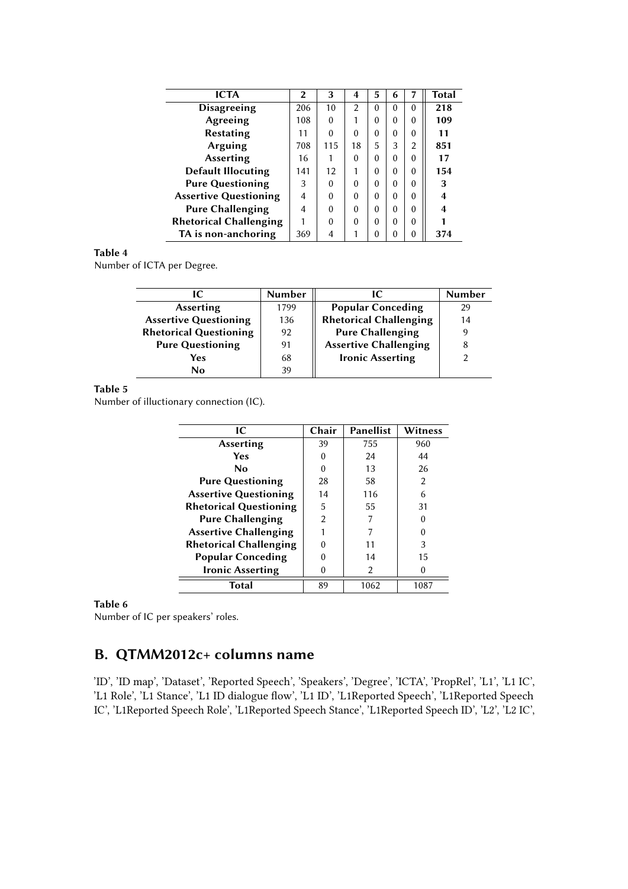| ICTA | 2 | 3 | 4 | 5 | 6 | 7 | Total |
|---|---|---|---|---|---|---|---|
| **Disagreeing** | 206 | 10 | 2 | 0 | 0 | 0 | **218** |
| **Agreeing** | 108 | 0 | 1 | 0 | 0 | 0 | **109** |
| **Restating** | 11 | 0 | 0 | 0 | 0 | 0 | **11** |
| **Arguing** | 708 | 115 | 18 | 5 | 3 | 2 | **851** |
| **Asserting** | 16 | 1 | 0 | 0 | 0 | 0 | **17** |
| **Default Illocuting** | 141 | 12 | 1 | 0 | 0 | 0 | **154** |
| **Pure Questioning** | 3 | 0 | 0 | 0 | 0 | 0 | **3** |
| **Assertive Questioning** | 4 | 0 | 0 | 0 | 0 | 0 | **4** |
| **Pure Challenging** | 4 | 0 | 0 | 0 | 0 | 0 | **4** |
| **Rhetorical Challenging** | 1 | 0 | 0 | 0 | 0 | 0 | **1** |
| **TA is non-anchoring** | 369 | 4 | 1 | 0 | 0 | 0 | **374** |

**Table 4**
Number of ICTA per Degree.

| IC | Number | IC | Number |
|---|---|---|---|
| **Asserting** | 1799 | **Popular Conceding** | 29 |
| **Assertive Questioning** | 136 | **Rhetorical Challenging** | 14 |
| **Rhetorical Questioning** | 92 | **Pure Challenging** | 9 |
| **Pure Questioning** | 91 | **Assertive Challenging** | 8 |
| **Yes** | 68 | **Ironic Asserting** | 2 |
| **No** | 39 | | |

**Table 5**
Number of illuctionary connection (IC).

| IC | Chair | Panellist | Witness |
|---|---|---|---|
| **Asserting** | 39 | 755 | 960 |
| **Yes** | 0 | 24 | 44 |
| **No** | 0 | 13 | 26 |
| **Pure Questioning** | 28 | 58 | 2 |
| **Assertive Questioning** | 14 | 116 | 6 |
| **Rhetorical Questioning** | 5 | 55 | 31 |
| **Pure Challenging** | 2 | 7 | 0 |
| **Assertive Challenging** | 1 | 7 | 0 |
| **Rhetorical Challenging** | 0 | 11 | 3 |
| **Popular Conceding** | 0 | 14 | 15 |
| **Ironic Asserting** | 0 | 2 | 0 |
| **Total** | 89 | 1062 | 1087 |

**Table 6**
Number of IC per speakers' roles.

## B. QTMM2012c+ columns name

'ID', 'ID map', 'Dataset', 'Reported Speech', 'Speakers', 'Degree', 'ICTA', 'PropRel', 'L1', 'L1 IC', 'L1 Role', 'L1 Stance', 'L1 ID dialogue flow', 'L1 ID', 'L1Reported Speech', 'L1Reported Speech IC', 'L1Reported Speech Role', 'L1Reported Speech Stance', 'L1Reported Speech ID', 'L2', 'L2 IC',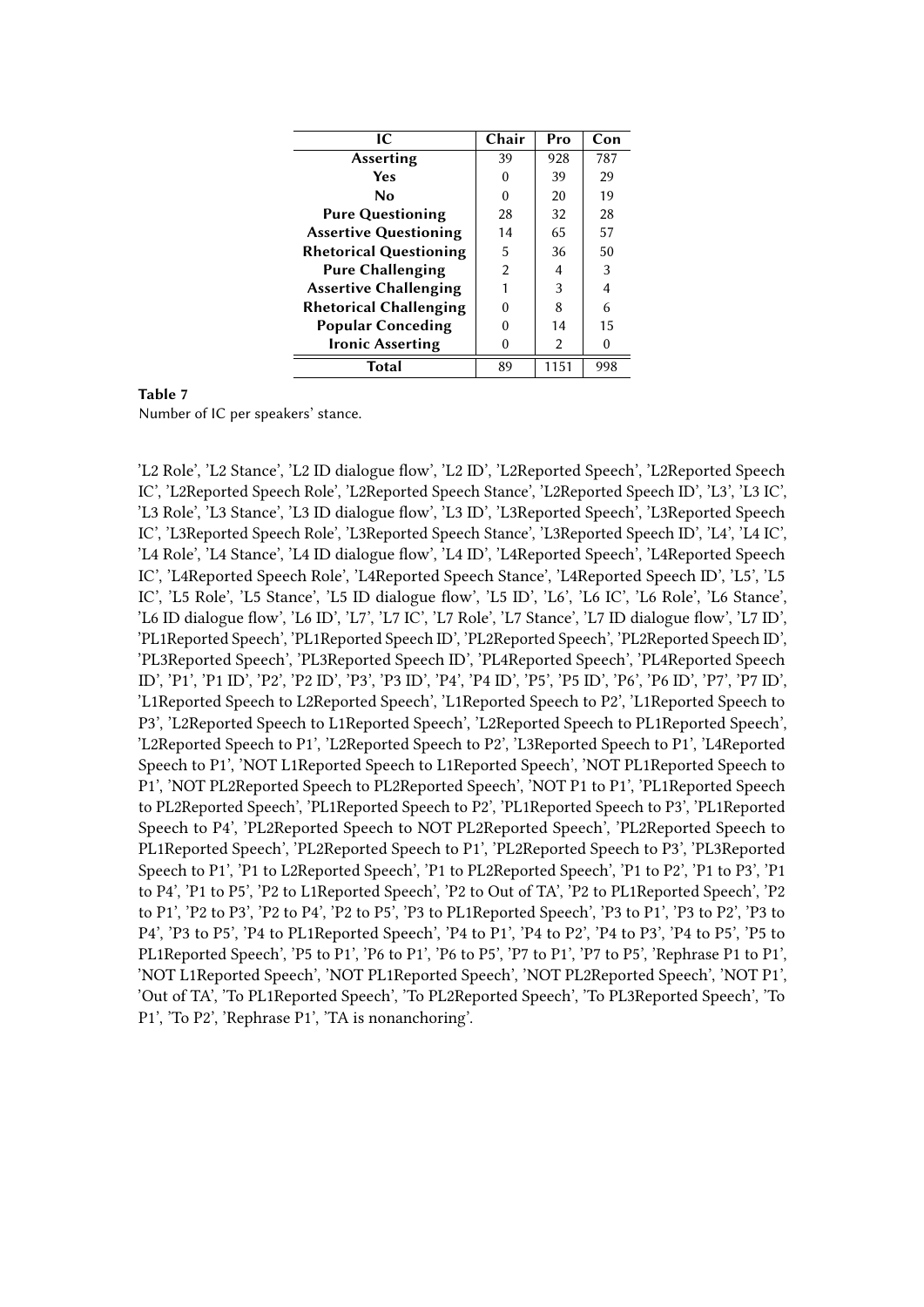| IC | Chair | Pro | Con |
|---|---|---|---|
| **Asserting** | 39 | 928 | 787 |
| **Yes** | 0 | 39 | 29 |
| **No** | 0 | 20 | 19 |
| **Pure Questioning** | 28 | 32 | 28 |
| **Assertive Questioning** | 14 | 65 | 57 |
| **Rhetorical Questioning** | 5 | 36 | 50 |
| **Pure Challenging** | 2 | 4 | 3 |
| **Assertive Challenging** | 1 | 3 | 4 |
| **Rhetorical Challenging** | 0 | 8 | 6 |
| **Popular Conceding** | 0 | 14 | 15 |
| **Ironic Asserting** | 0 | 2 | 0 |
| **Total** | 89 | 1151 | 998 |

**Table 7**
Number of IC per speakers' stance.

'L2 Role', 'L2 Stance', 'L2 ID dialogue flow', 'L2 ID', 'L2Reported Speech', 'L2Reported Speech IC', 'L2Reported Speech Role', 'L2Reported Speech Stance', 'L2Reported Speech ID', 'L3', 'L3 IC', 'L3 Role', 'L3 Stance', 'L3 ID dialogue flow', 'L3 ID', 'L3Reported Speech', 'L3Reported Speech IC', 'L3Reported Speech Role', 'L3Reported Speech Stance', 'L3Reported Speech ID', 'L4', 'L4 IC', 'L4 Role', 'L4 Stance', 'L4 ID dialogue flow', 'L4 ID', 'L4Reported Speech', 'L4Reported Speech IC', 'L4Reported Speech Role', 'L4Reported Speech Stance', 'L4Reported Speech ID', 'L5', 'L5 IC', 'L5 Role', 'L5 Stance', 'L5 ID dialogue flow', 'L5 ID', 'L6', 'L6 IC', 'L6 Role', 'L6 Stance', 'L6 ID dialogue flow', 'L6 ID', 'L7', 'L7 IC', 'L7 Role', 'L7 Stance', 'L7 ID dialogue flow', 'L7 ID', 'PL1Reported Speech', 'PL1Reported Speech ID', 'PL2Reported Speech', 'PL2Reported Speech ID', 'PL3Reported Speech', 'PL3Reported Speech ID', 'PL4Reported Speech', 'PL4Reported Speech ID', 'P1', 'P1 ID', 'P2', 'P2 ID', 'P3', 'P3 ID', 'P4', 'P4 ID', 'P5', 'P5 ID', 'P6', 'P6 ID', 'P7', 'P7 ID', 'L1Reported Speech to L2Reported Speech', 'L1Reported Speech to P2', 'L1Reported Speech to P3', 'L2Reported Speech to L1Reported Speech', 'L2Reported Speech to PL1Reported Speech', 'L2Reported Speech to P1', 'L2Reported Speech to P2', 'L3Reported Speech to P1', 'L4Reported Speech to P1', 'NOT L1Reported Speech to L1Reported Speech', 'NOT PL1Reported Speech to P1', 'NOT PL2Reported Speech to PL2Reported Speech', 'NOT P1 to P1', 'PL1Reported Speech to PL2Reported Speech', 'PL1Reported Speech to P2', 'PL1Reported Speech to P3', 'PL1Reported Speech to P4', 'PL2Reported Speech to NOT PL2Reported Speech', 'PL2Reported Speech to PL1Reported Speech', 'PL2Reported Speech to P1', 'PL2Reported Speech to P3', 'PL3Reported Speech to P1', 'P1 to L2Reported Speech', 'P1 to PL2Reported Speech', 'P1 to P2', 'P1 to P3', 'P1 to P4', 'P1 to P5', 'P2 to L1Reported Speech', 'P2 to Out of TA', 'P2 to PL1Reported Speech', 'P2 to P1', 'P2 to P3', 'P2 to P4', 'P2 to P5', 'P3 to PL1Reported Speech', 'P3 to P1', 'P3 to P2', 'P3 to P4', 'P3 to P5', 'P4 to PL1Reported Speech', 'P4 to P1', 'P4 to P2', 'P4 to P3', 'P4 to P5', 'P5 to PL1Reported Speech', 'P5 to P1', 'P6 to P1', 'P6 to P5', 'P7 to P1', 'P7 to P5', 'Rephrase P1 to P1', 'NOT L1Reported Speech', 'NOT PL1Reported Speech', 'NOT PL2Reported Speech', 'NOT P1', 'Out of TA', 'To PL1Reported Speech', 'To PL2Reported Speech', 'To PL3Reported Speech', 'To P1', 'To P2', 'Rephrase P1', 'TA is nonanchoring'.